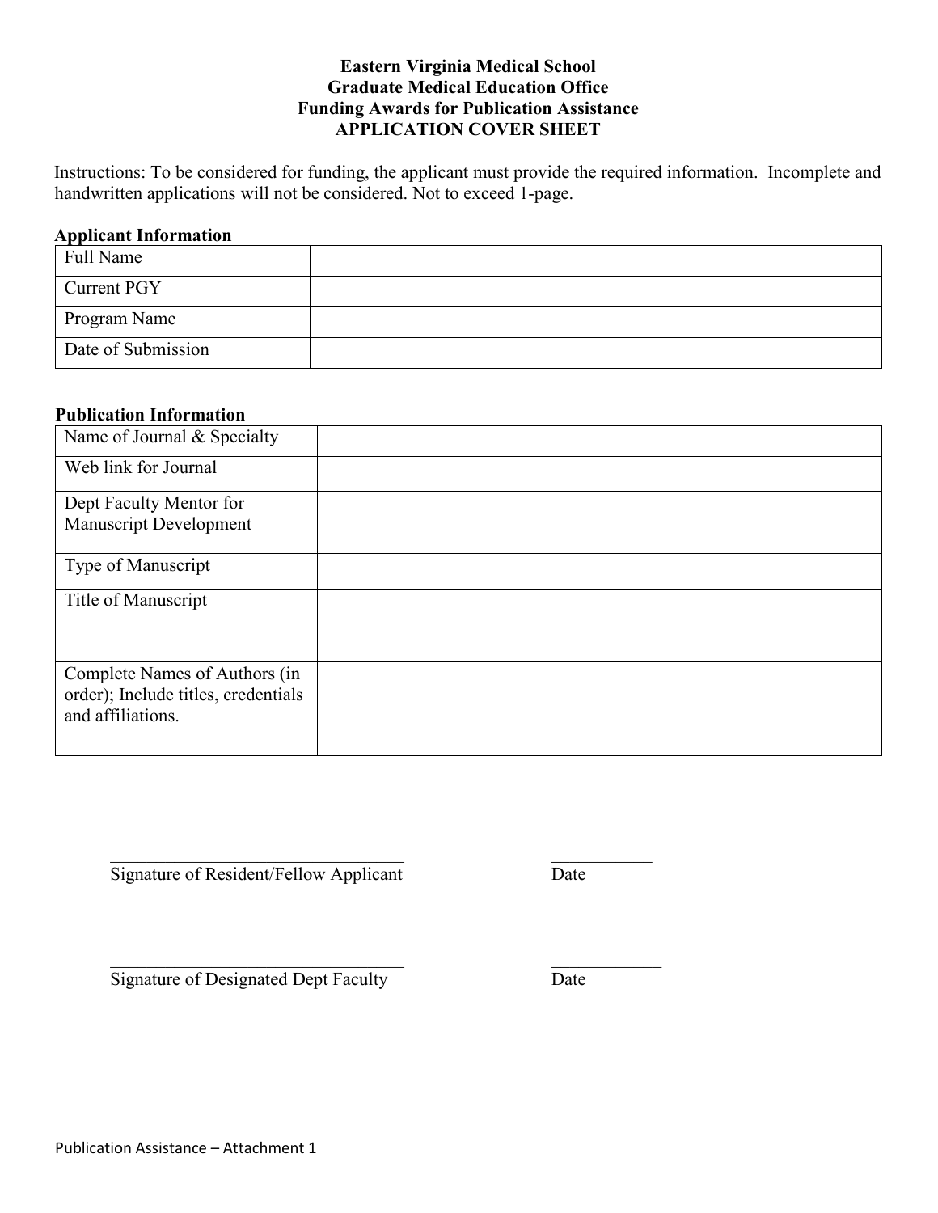**Eastern Virginia Medical School**
**Graduate Medical Education Office**
**Funding Awards for Publication Assistance**
**APPLICATION COVER SHEET**

Instructions: To be considered for funding, the applicant must provide the required information. Incomplete and handwritten applications will not be considered. Not to exceed 1-page.

**Applicant Information**

| | |
|---|---|
| Full Name | |
| Current PGY | |
| Program Name | |
| Date of Submission | |

**Publication Information**

| | |
|---|---|
| Name of Journal & Specialty | |
| Web link for Journal | |
| Dept Faculty Mentor for Manuscript Development | |
| Type of Manuscript | |
| Title of Manuscript | |
| Complete Names of Authors (in order); Include titles, credentials and affiliations. | |

\_\_\_\_\_\_\_\_\_\_\_\_\_\_\_\_\_\_\_\_\_\_\_\_\_\_\_\_\_\_\_\_\_\_ \_\_\_\_\_\_\_\_\_\_\_\_
Signature of Resident/Fellow Applicant Date

\_\_\_\_\_\_\_\_\_\_\_\_\_\_\_\_\_\_\_\_\_\_\_\_\_\_\_\_\_\_\_\_\_\_ \_\_\_\_\_\_\_\_\_\_\_\_
Signature of Designated Dept Faculty Date

Publication Assistance – Attachment 1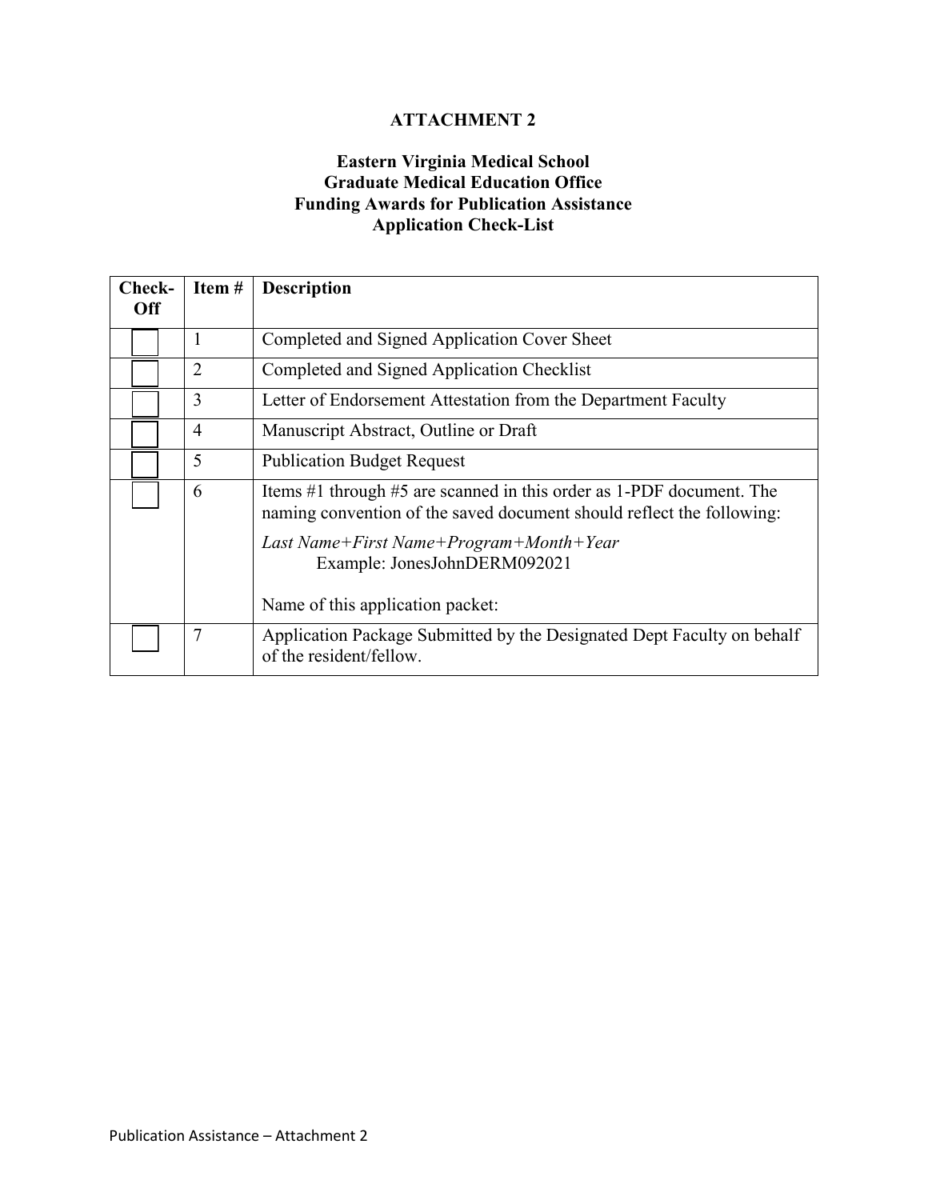**ATTACHMENT 2**

**Eastern Virginia Medical School**
**Graduate Medical Education Office**
**Funding Awards for Publication Assistance**
**Application Check-List**

| Check-Off | Item # | Description |
|---|---|---|
| ☐ | 1 | Completed and Signed Application Cover Sheet |
| ☐ | 2 | Completed and Signed Application Checklist |
| ☐ | 3 | Letter of Endorsement Attestation from the Department Faculty |
| ☐ | 4 | Manuscript Abstract, Outline or Draft |
| ☐ | 5 | Publication Budget Request |
| ☐ | 6 | Items #1 through #5 are scanned in this order as 1-PDF document. The naming convention of the saved document should reflect the following:<br>*Last Name+First Name+Program+Month+Year*<br>Example: JonesJohnDERM092021<br><br>Name of this application packet: |
| ☐ | 7 | Application Package Submitted by the Designated Dept Faculty on behalf of the resident/fellow. |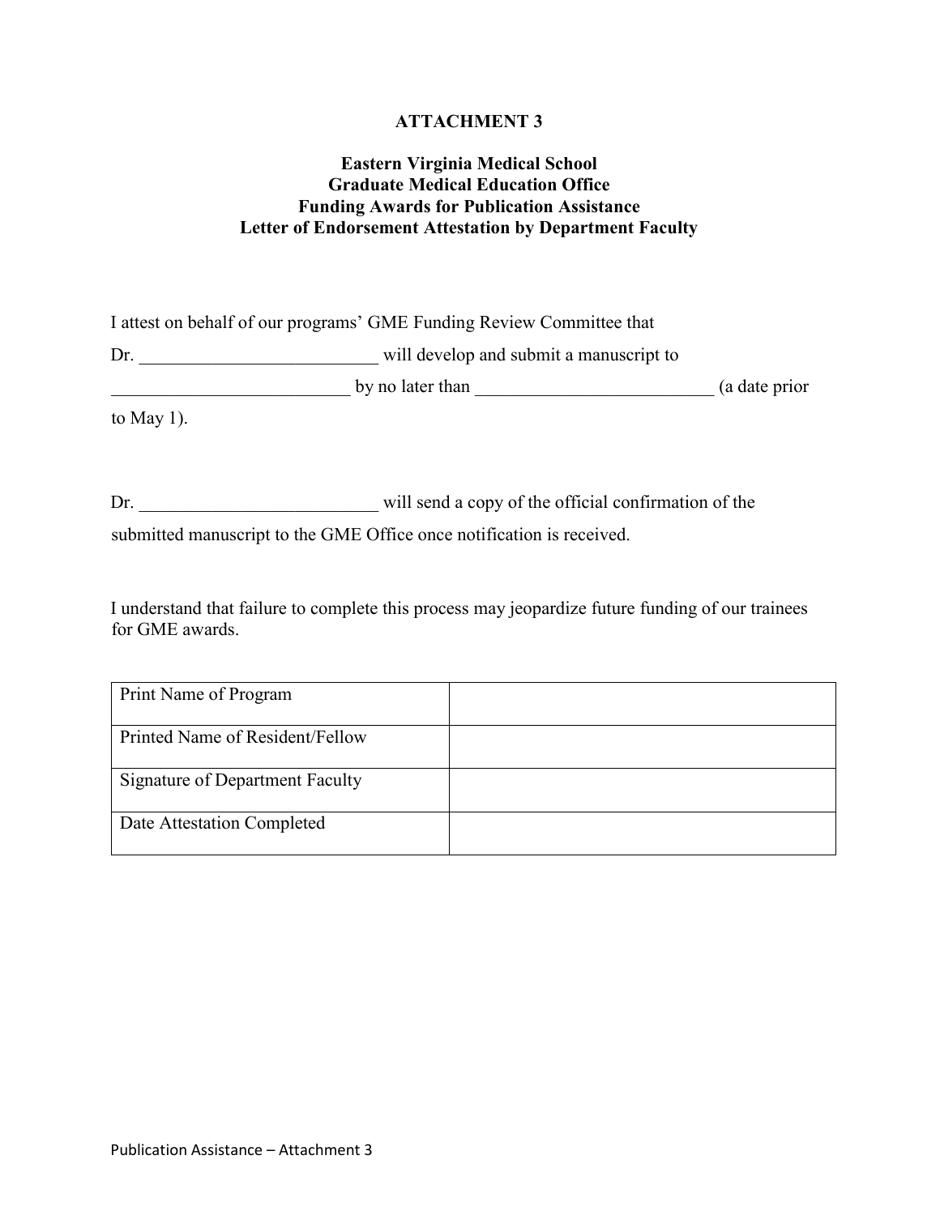**ATTACHMENT 3**

**Eastern Virginia Medical School**
**Graduate Medical Education Office**
**Funding Awards for Publication Assistance**
**Letter of Endorsement Attestation by Department Faculty**

I attest on behalf of our programs' GME Funding Review Committee that

Dr. __________________________ will develop and submit a manuscript to __________________________ by no later than __________________________ (a date prior to May 1).

Dr. __________________________ will send a copy of the official confirmation of the submitted manuscript to the GME Office once notification is received.

I understand that failure to complete this process may jeopardize future funding of our trainees for GME awards.

| Print Name of Program | |
|---|---|
| Printed Name of Resident/Fellow | |
| Signature of Department Faculty | |
| Date Attestation Completed | |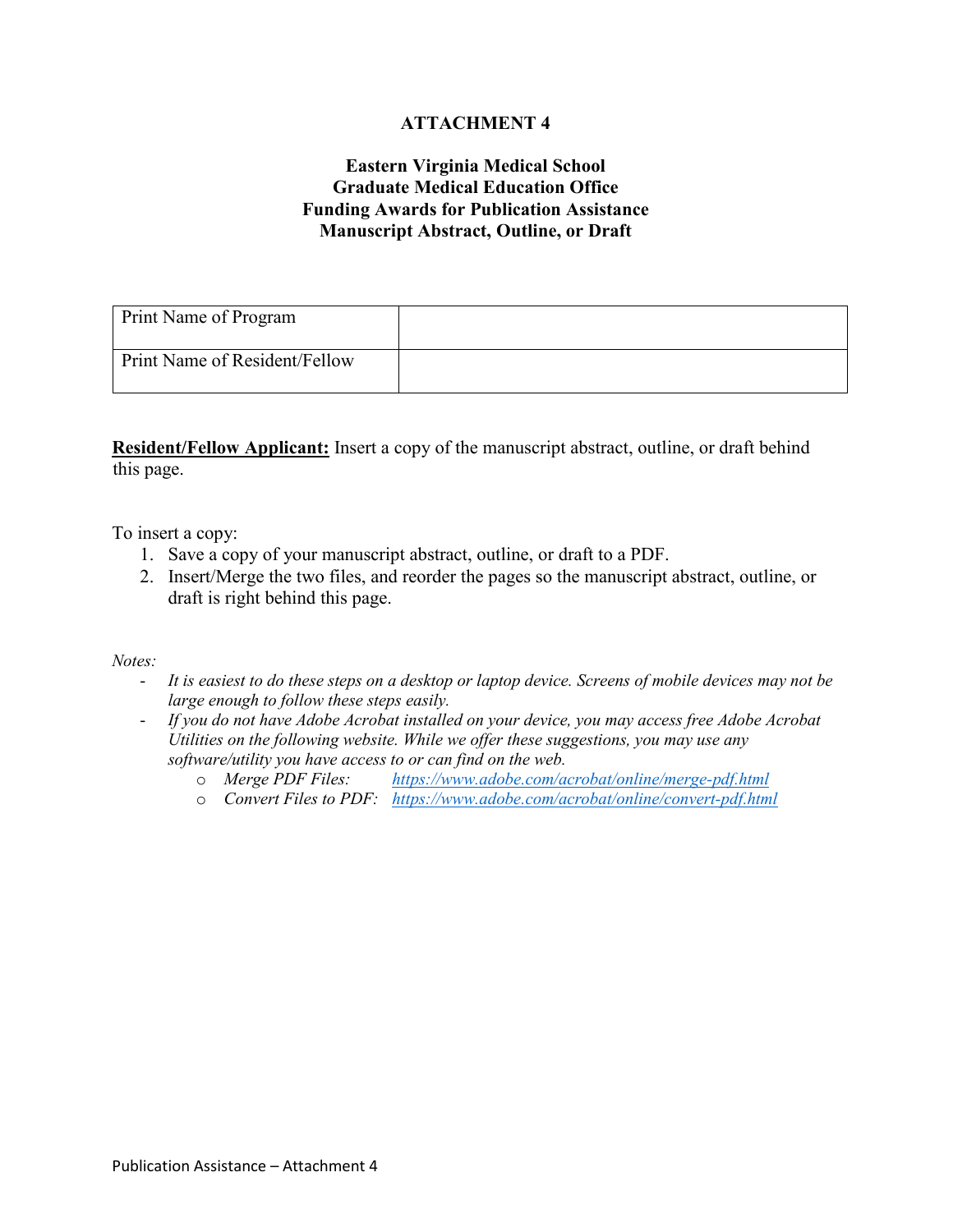# ATTACHMENT 4

## Eastern Virginia Medical School
## Graduate Medical Education Office
## Funding Awards for Publication Assistance
## Manuscript Abstract, Outline, or Draft

| Print Name of Program | |
|---|---|
| Print Name of Resident/Fellow | |

**Resident/Fellow Applicant:** Insert a copy of the manuscript abstract, outline, or draft behind this page.

To insert a copy:

1. Save a copy of your manuscript abstract, outline, or draft to a PDF.
2. Insert/Merge the two files, and reorder the pages so the manuscript abstract, outline, or draft is right behind this page.

*Notes:*

- *It is easiest to do these steps on a desktop or laptop device. Screens of mobile devices may not be large enough to follow these steps easily.*
- *If you do not have Adobe Acrobat installed on your device, you may access free Adobe Acrobat Utilities on the following website. While we offer these suggestions, you may use any software/utility you have access to or can find on the web.*
    - *Merge PDF Files:* *https://www.adobe.com/acrobat/online/merge-pdf.html*
    - *Convert Files to PDF:* *https://www.adobe.com/acrobat/online/convert-pdf.html*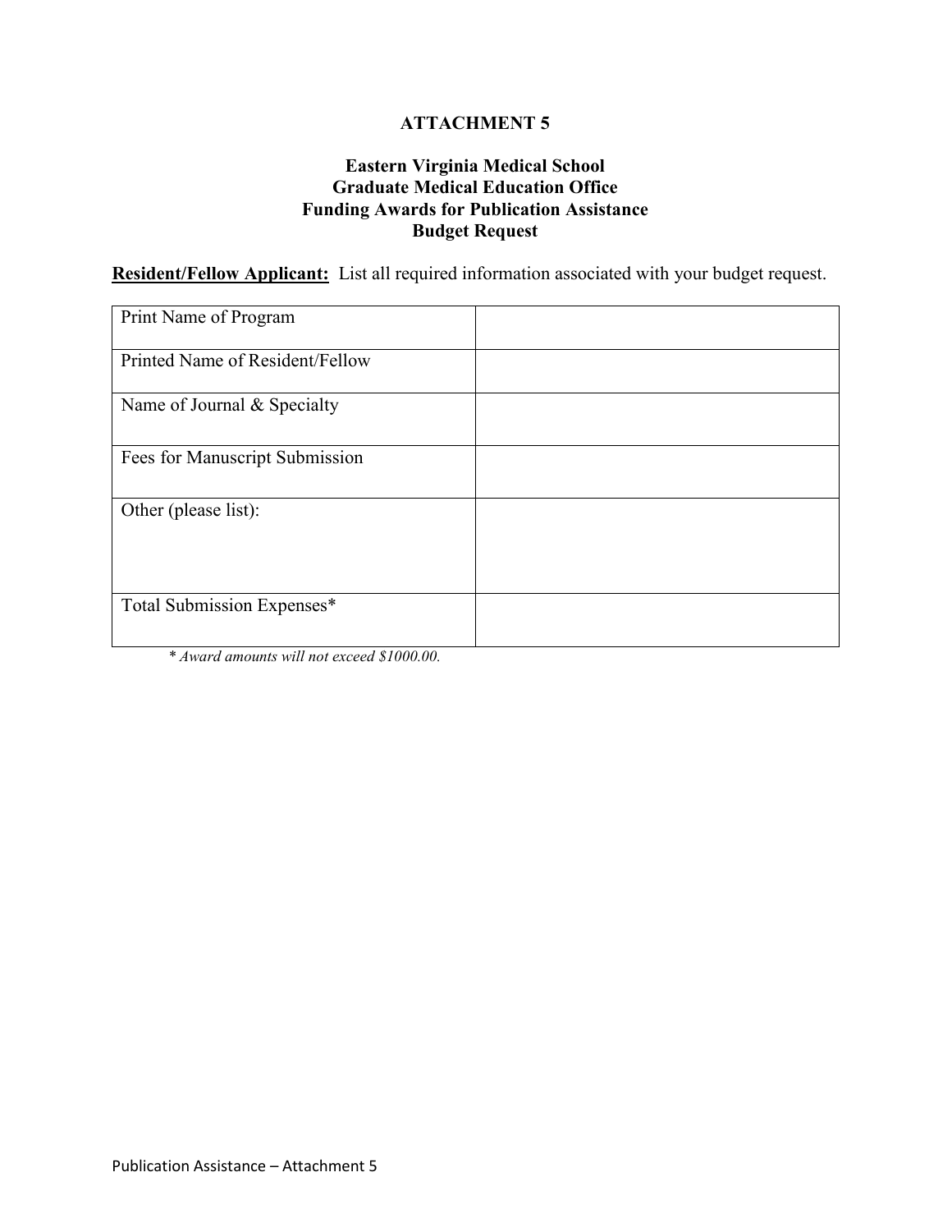# ATTACHMENT 5

## Eastern Virginia Medical School
## Graduate Medical Education Office
## Funding Awards for Publication Assistance
## Budget Request

**Resident/Fellow Applicant:** List all required information associated with your budget request.

| | |
|---|---|
| Print Name of Program | |
| Printed Name of Resident/Fellow | |
| Name of Journal & Specialty | |
| Fees for Manuscript Submission | |
| Other (please list): | |
| Total Submission Expenses* | |

*\* Award amounts will not exceed $1000.00.*